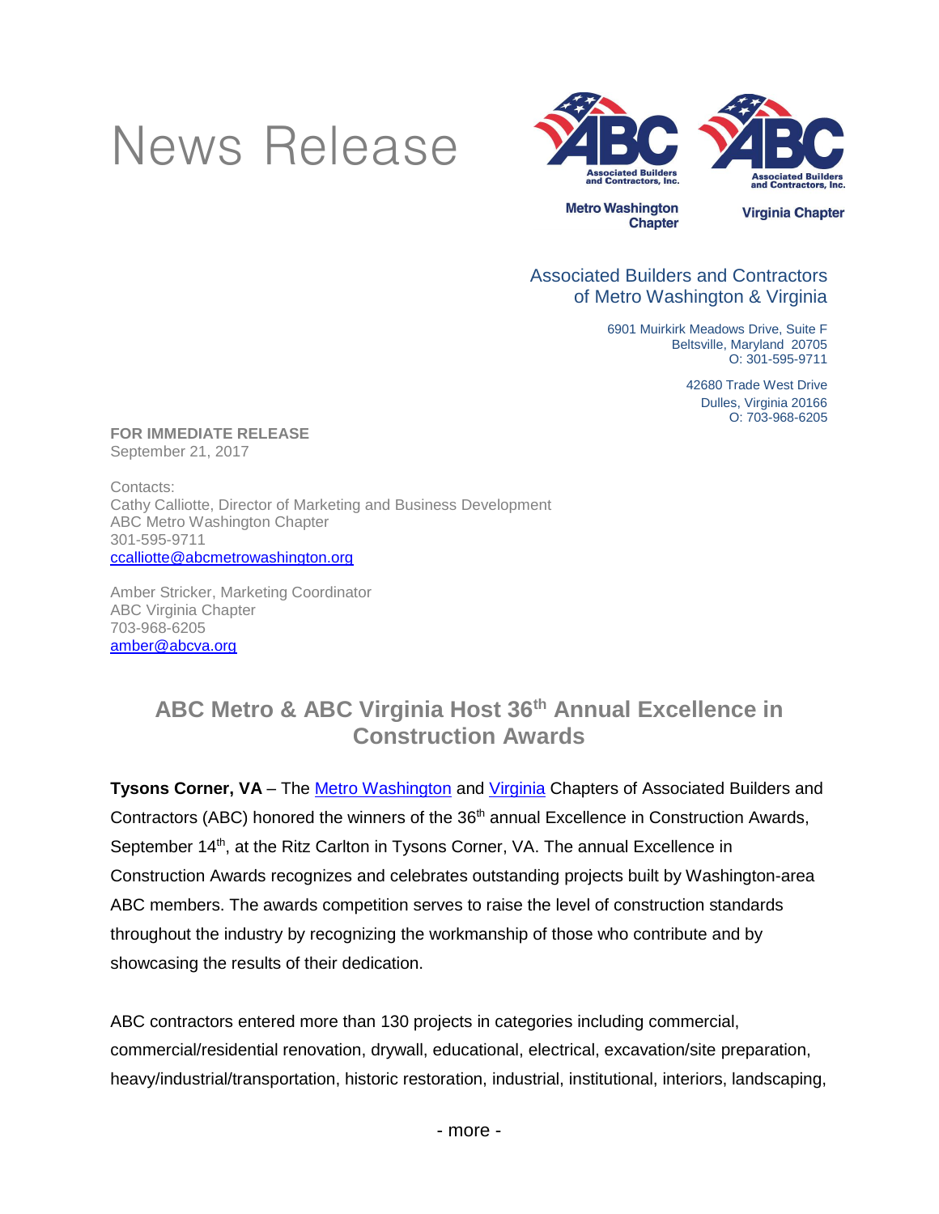# News Release

Metro Washington Chapter

Virginia Chapter

Associated Builders and Contractors
of Metro Washington & Virginia

6901 Muirkirk Meadows Drive, Suite F
Beltsville, Maryland 20705
O: 301-595-9711

42680 Trade West Drive
Dulles, Virginia 20166
O: 703-968-6205

**FOR IMMEDIATE RELEASE**
September 21, 2017

Contacts:
Cathy Calliotte, Director of Marketing and Business Development
ABC Metro Washington Chapter
301-595-9711
ccalliotte@abcmetrowashington.org

Amber Stricker, Marketing Coordinator
ABC Virginia Chapter
703-968-6205
amber@abcva.org

## ABC Metro & ABC Virginia Host 36th Annual Excellence in Construction Awards

**Tysons Corner, VA** – The Metro Washington and Virginia Chapters of Associated Builders and Contractors (ABC) honored the winners of the 36th annual Excellence in Construction Awards, September 14th, at the Ritz Carlton in Tysons Corner, VA. The annual Excellence in Construction Awards recognizes and celebrates outstanding projects built by Washington-area ABC members. The awards competition serves to raise the level of construction standards throughout the industry by recognizing the workmanship of those who contribute and by showcasing the results of their dedication.

ABC contractors entered more than 130 projects in categories including commercial, commercial/residential renovation, drywall, educational, electrical, excavation/site preparation, heavy/industrial/transportation, historic restoration, industrial, institutional, interiors, landscaping,

- more -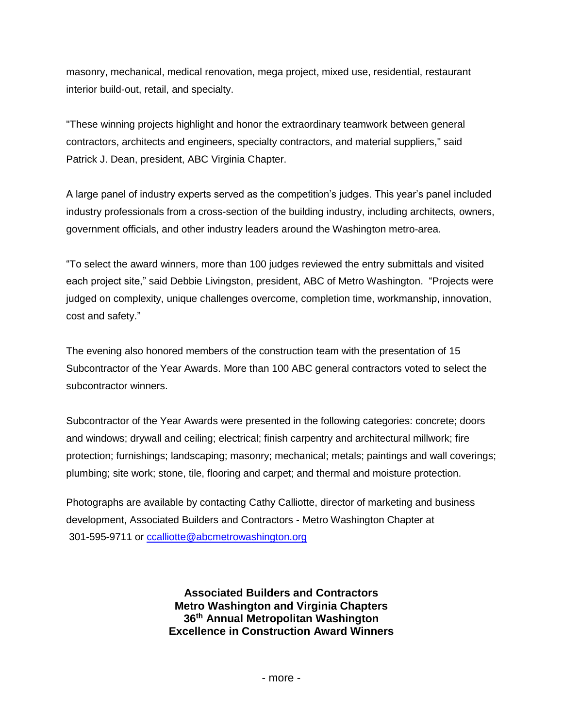masonry, mechanical, medical renovation, mega project, mixed use, residential, restaurant interior build-out, retail, and specialty.

"These winning projects highlight and honor the extraordinary teamwork between general contractors, architects and engineers, specialty contractors, and material suppliers," said Patrick J. Dean, president, ABC Virginia Chapter.

A large panel of industry experts served as the competition's judges. This year's panel included industry professionals from a cross-section of the building industry, including architects, owners, government officials, and other industry leaders around the Washington metro-area.

"To select the award winners, more than 100 judges reviewed the entry submittals and visited each project site," said Debbie Livingston, president, ABC of Metro Washington. "Projects were judged on complexity, unique challenges overcome, completion time, workmanship, innovation, cost and safety."

The evening also honored members of the construction team with the presentation of 15 Subcontractor of the Year Awards. More than 100 ABC general contractors voted to select the subcontractor winners.

Subcontractor of the Year Awards were presented in the following categories: concrete; doors and windows; drywall and ceiling; electrical; finish carpentry and architectural millwork; fire protection; furnishings; landscaping; masonry; mechanical; metals; paintings and wall coverings; plumbing; site work; stone, tile, flooring and carpet; and thermal and moisture protection.

Photographs are available by contacting Cathy Calliotte, director of marketing and business development, Associated Builders and Contractors - Metro Washington Chapter at 301-595-9711 or [ccalliotte@abcmetrowashington.org](mailto:ccalliotte@abcmetrowashington.org)

**Associated Builders and Contractors**
**Metro Washington and Virginia Chapters**
**36th Annual Metropolitan Washington**
**Excellence in Construction Award Winners**

- more -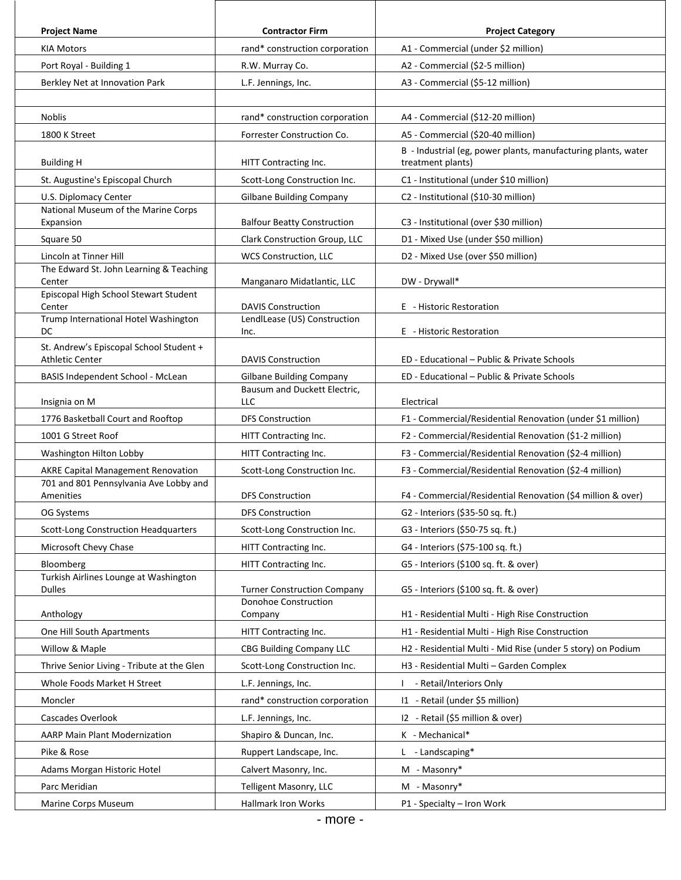| Project Name | Contractor Firm | Project Category |
|---|---|---|
| KIA Motors | rand* construction corporation | A1 - Commercial (under $2 million) |
| Port Royal - Building 1 | R.W. Murray Co. | A2 - Commercial ($2-5 million) |
| Berkley Net at Innovation Park | L.F. Jennings, Inc. | A3 - Commercial ($5-12 million) |
| | | |
| Noblis | rand* construction corporation | A4 - Commercial ($12-20 million) |
| 1800 K Street | Forrester Construction Co. | A5 - Commercial ($20-40 million) |
| Building H | HITT Contracting Inc. | B - Industrial (eg, power plants, manufacturing plants, water treatment plants) |
| St. Augustine's Episcopal Church | Scott-Long Construction Inc. | C1 - Institutional (under $10 million) |
| U.S. Diplomacy Center | Gilbane Building Company | C2 - Institutional ($10-30 million) |
| National Museum of the Marine Corps Expansion | Balfour Beatty Construction | C3 - Institutional (over $30 million) |
| Square 50 | Clark Construction Group, LLC | D1 - Mixed Use (under $50 million) |
| Lincoln at Tinner Hill | WCS Construction, LLC | D2 - Mixed Use (over $50 million) |
| The Edward St. John Learning & Teaching Center | Manganaro Midatlantic, LLC | DW - Drywall* |
| Episcopal High School Stewart Student Center | DAVIS Construction | E - Historic Restoration |
| Trump International Hotel Washington DC | LendlLease (US) Construction Inc. | E - Historic Restoration |
| St. Andrew's Episcopal School Student + Athletic Center | DAVIS Construction | ED - Educational – Public & Private Schools |
| BASIS Independent School - McLean | Gilbane Building Company | ED - Educational – Public & Private Schools |
| Insignia on M | Bausum and Duckett Electric, LLC | Electrical |
| 1776 Basketball Court and Rooftop | DFS Construction | F1 - Commercial/Residential Renovation (under $1 million) |
| 1001 G Street Roof | HITT Contracting Inc. | F2 - Commercial/Residential Renovation ($1-2 million) |
| Washington Hilton Lobby | HITT Contracting Inc. | F3 - Commercial/Residential Renovation ($2-4 million) |
| AKRE Capital Management Renovation | Scott-Long Construction Inc. | F3 - Commercial/Residential Renovation ($2-4 million) |
| 701 and 801 Pennsylvania Ave Lobby and Amenities | DFS Construction | F4 - Commercial/Residential Renovation ($4 million & over) |
| OG Systems | DFS Construction | G2 - Interiors ($35-50 sq. ft.) |
| Scott-Long Construction Headquarters | Scott-Long Construction Inc. | G3 - Interiors ($50-75 sq. ft.) |
| Microsoft Chevy Chase | HITT Contracting Inc. | G4 - Interiors ($75-100 sq. ft.) |
| Bloomberg | HITT Contracting Inc. | G5 - Interiors ($100 sq. ft. & over) |
| Turkish Airlines Lounge at Washington Dulles | Turner Construction Company | G5 - Interiors ($100 sq. ft. & over) |
| Anthology | Donohoe Construction Company | H1 - Residential Multi - High Rise Construction |
| One Hill South Apartments | HITT Contracting Inc. | H1 - Residential Multi - High Rise Construction |
| Willow & Maple | CBG Building Company LLC | H2 - Residential Multi - Mid Rise (under 5 story) on Podium |
| Thrive Senior Living - Tribute at the Glen | Scott-Long Construction Inc. | H3 - Residential Multi – Garden Complex |
| Whole Foods Market H Street | L.F. Jennings, Inc. | I - Retail/Interiors Only |
| Moncler | rand* construction corporation | I1 - Retail (under $5 million) |
| Cascades Overlook | L.F. Jennings, Inc. | I2 - Retail ($5 million & over) |
| AARP Main Plant Modernization | Shapiro & Duncan, Inc. | K - Mechanical* |
| Pike & Rose | Ruppert Landscape, Inc. | L - Landscaping* |
| Adams Morgan Historic Hotel | Calvert Masonry, Inc. | M - Masonry* |
| Parc Meridian | Telligent Masonry, LLC | M - Masonry* |
| Marine Corps Museum | Hallmark Iron Works | P1 - Specialty – Iron Work |

- more -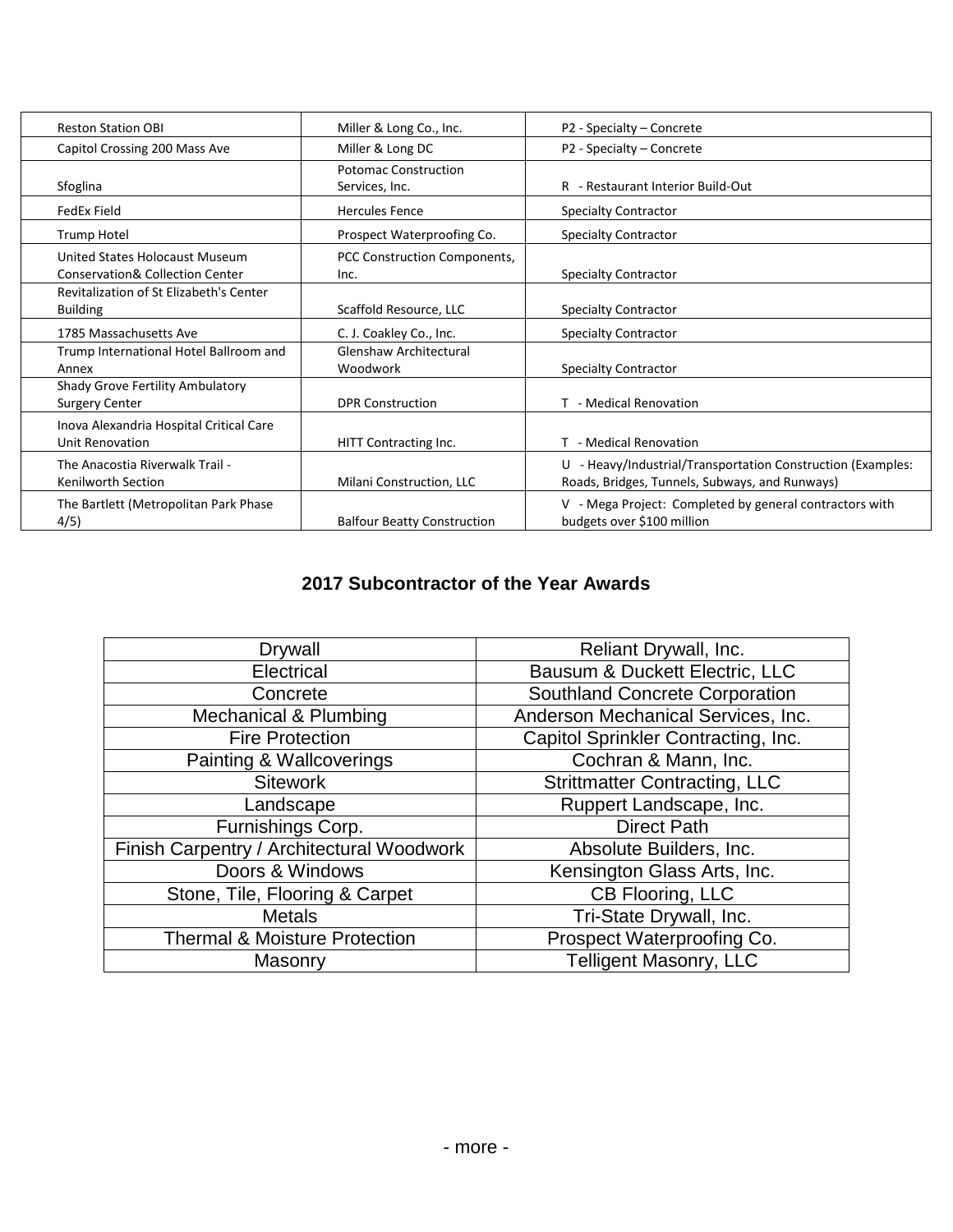| Reston Station OBI | Miller & Long Co., Inc. | P2 - Specialty – Concrete |
|---|---|---|
| Capitol Crossing 200 Mass Ave | Miller & Long DC | P2 - Specialty – Concrete |
| Sfoglina | Potomac Construction Services, Inc. | R - Restaurant Interior Build-Out |
| FedEx Field | Hercules Fence | Specialty Contractor |
| Trump Hotel | Prospect Waterproofing Co. | Specialty Contractor |
| United States Holocaust Museum Conservation& Collection Center | PCC Construction Components, Inc. | Specialty Contractor |
| Revitalization of St Elizabeth's Center Building | Scaffold Resource, LLC | Specialty Contractor |
| 1785 Massachusetts Ave | C. J. Coakley Co., Inc. | Specialty Contractor |
| Trump International Hotel Ballroom and Annex | Glenshaw Architectural Woodwork | Specialty Contractor |
| Shady Grove Fertility Ambulatory Surgery Center | DPR Construction | T - Medical Renovation |
| Inova Alexandria Hospital Critical Care Unit Renovation | HITT Contracting Inc. | T - Medical Renovation |
| The Anacostia Riverwalk Trail - Kenilworth Section | Milani Construction, LLC | U - Heavy/Industrial/Transportation Construction (Examples: Roads, Bridges, Tunnels, Subways, and Runways) |
| The Bartlett (Metropolitan Park Phase 4/5) | Balfour Beatty Construction | V - Mega Project: Completed by general contractors with budgets over $100 million |

## 2017 Subcontractor of the Year Awards

| Drywall | Reliant Drywall, Inc. |
|---|---|
| Electrical | Bausum & Duckett Electric, LLC |
| Concrete | Southland Concrete Corporation |
| Mechanical & Plumbing | Anderson Mechanical Services, Inc. |
| Fire Protection | Capitol Sprinkler Contracting, Inc. |
| Painting & Wallcoverings | Cochran & Mann, Inc. |
| Sitework | Strittmatter Contracting, LLC |
| Landscape | Ruppert Landscape, Inc. |
| Furnishings Corp. | Direct Path |
| Finish Carpentry / Architectural Woodwork | Absolute Builders, Inc. |
| Doors & Windows | Kensington Glass Arts, Inc. |
| Stone, Tile, Flooring & Carpet | CB Flooring, LLC |
| Metals | Tri-State Drywall, Inc. |
| Thermal & Moisture Protection | Prospect Waterproofing Co. |
| Masonry | Telligent Masonry, LLC |

- more -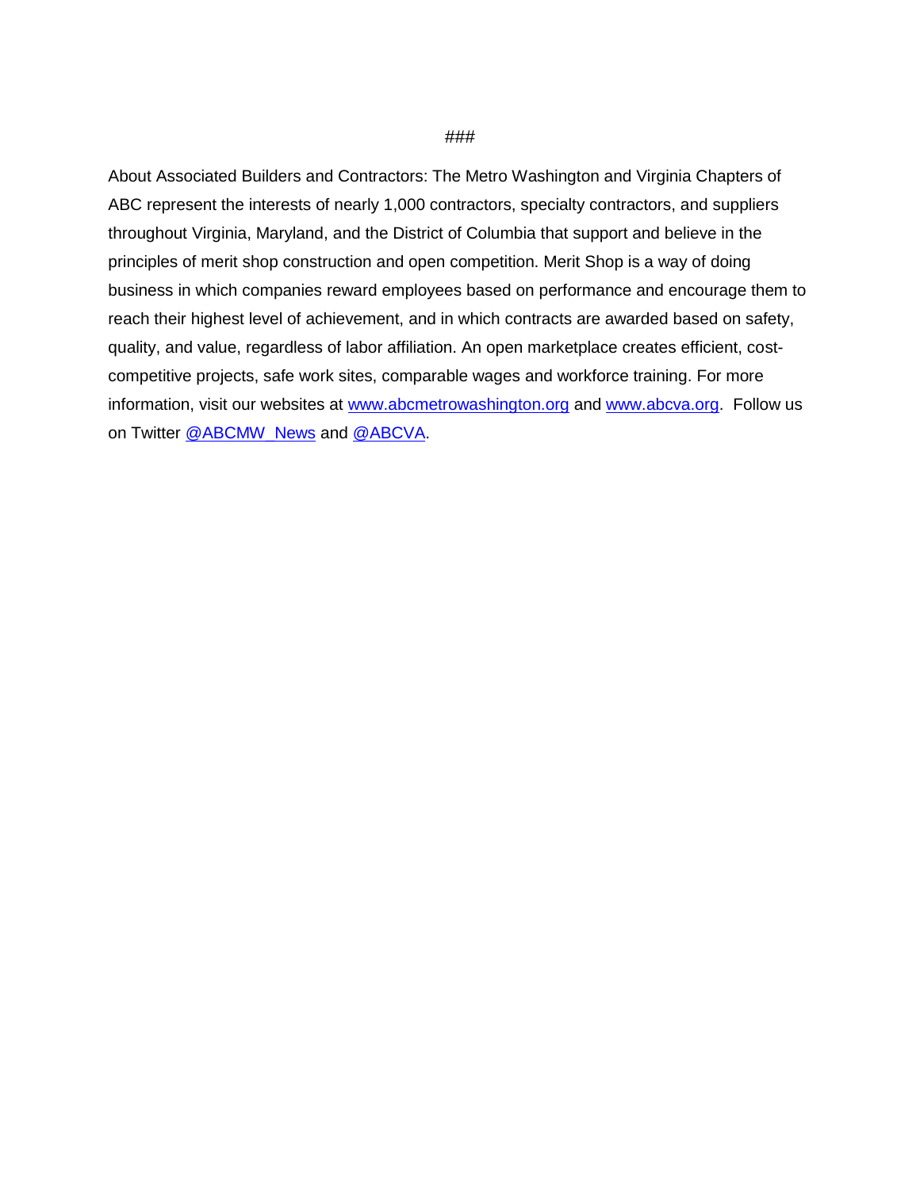###

About Associated Builders and Contractors: The Metro Washington and Virginia Chapters of ABC represent the interests of nearly 1,000 contractors, specialty contractors, and suppliers throughout Virginia, Maryland, and the District of Columbia that support and believe in the principles of merit shop construction and open competition. Merit Shop is a way of doing business in which companies reward employees based on performance and encourage them to reach their highest level of achievement, and in which contracts are awarded based on safety, quality, and value, regardless of labor affiliation. An open marketplace creates efficient, cost-competitive projects, safe work sites, comparable wages and workforce training. For more information, visit our websites at www.abcmetrowashington.org and www.abcva.org. Follow us on Twitter @ABCMW_News and @ABCVA.